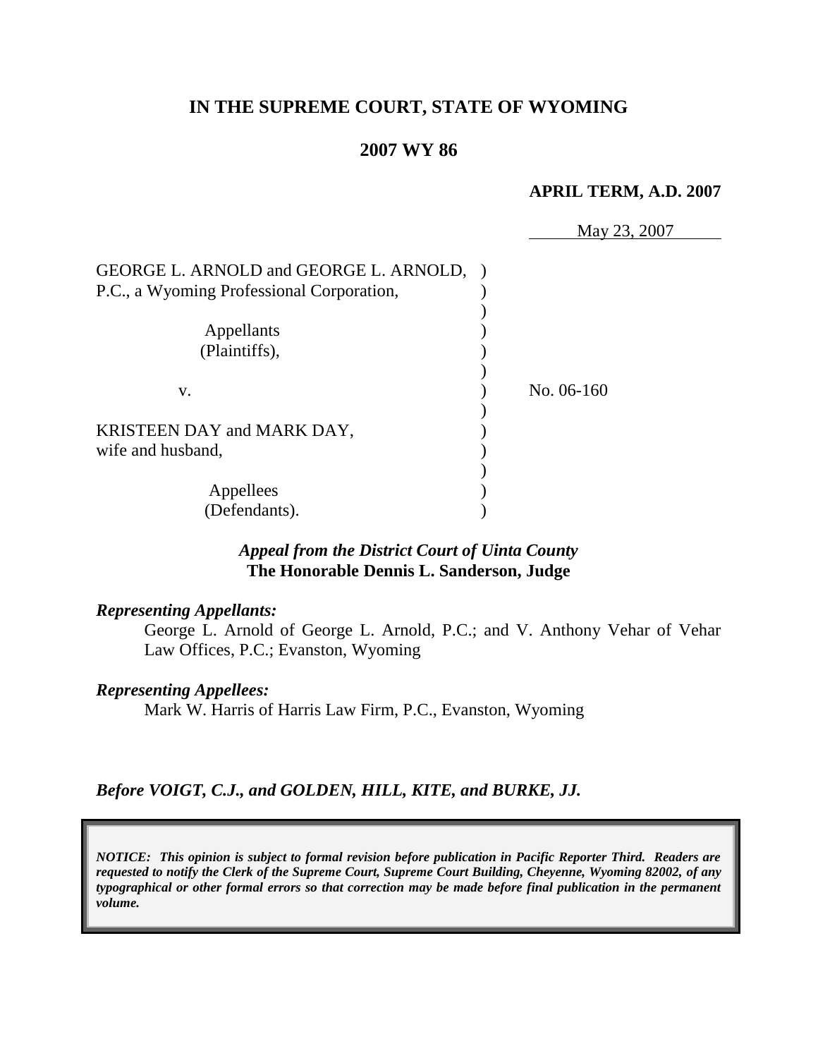# IN THE SUPREME COURT, STATE OF WYOMING

## 2007 WY 86

**APRIL TERM, A.D. 2007**

May 23, 2007

GEORGE L. ARNOLD and GEORGE L. ARNOLD, P.C., a Wyoming Professional Corporation,

Appellants (Plaintiffs),

v.

KRISTEEN DAY and MARK DAY, wife and husband,

Appellees (Defendants).

No. 06-160

***Appeal from the District Court of Uinta County***
**The Honorable Dennis L. Sanderson, Judge**

***Representing Appellants:***

George L. Arnold of George L. Arnold, P.C.; and V. Anthony Vehar of Vehar Law Offices, P.C.; Evanston, Wyoming

***Representing Appellees:***

Mark W. Harris of Harris Law Firm, P.C., Evanston, Wyoming

***Before VOIGT, C.J., and GOLDEN, HILL, KITE, and BURKE, JJ.***

***NOTICE: This opinion is subject to formal revision before publication in Pacific Reporter Third. Readers are requested to notify the Clerk of the Supreme Court, Supreme Court Building, Cheyenne, Wyoming 82002, of any typographical or other formal errors so that correction may be made before final publication in the permanent volume.***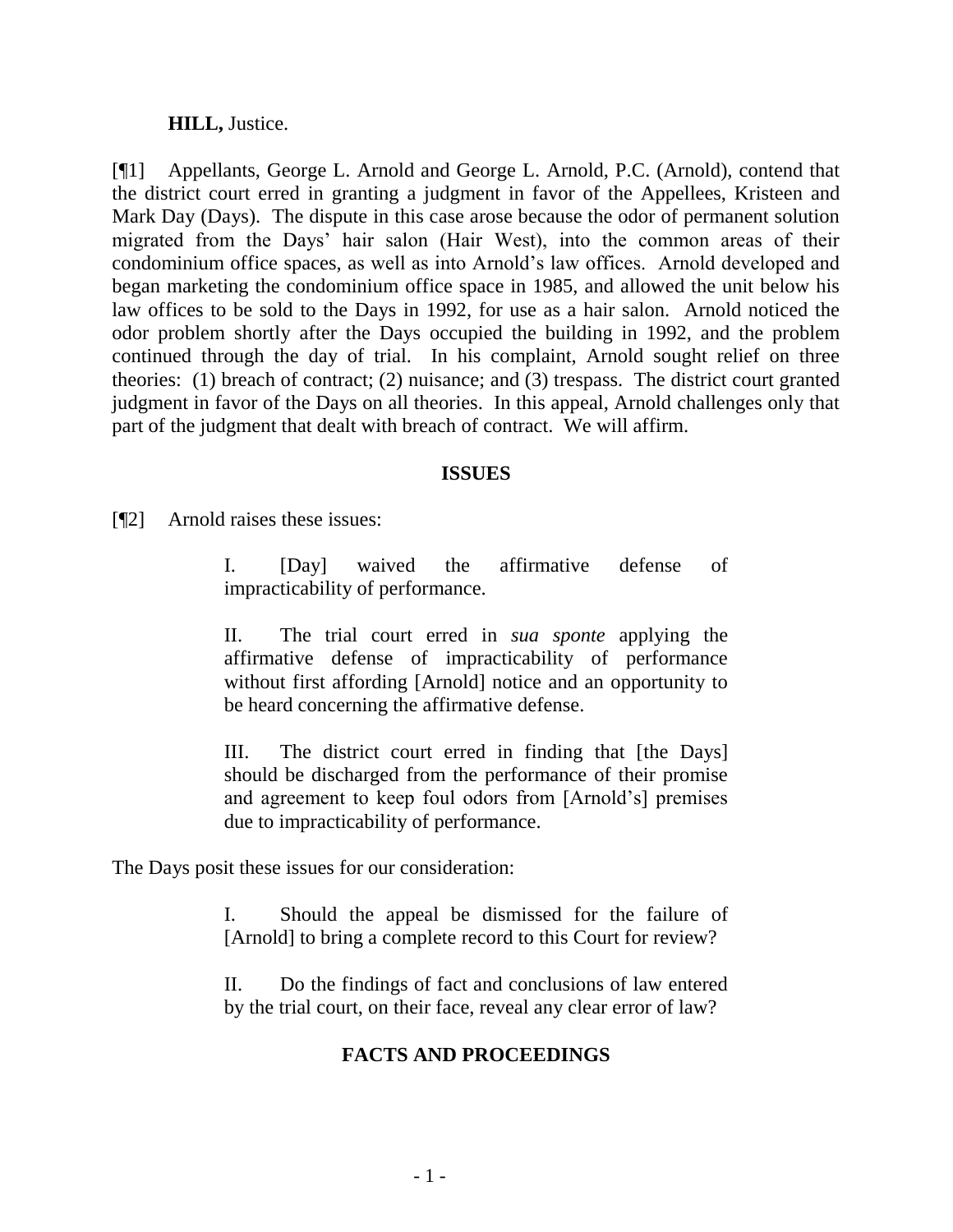**HILL,** Justice.

[¶1] Appellants, George L. Arnold and George L. Arnold, P.C. (Arnold), contend that the district court erred in granting a judgment in favor of the Appellees, Kristeen and Mark Day (Days). The dispute in this case arose because the odor of permanent solution migrated from the Days' hair salon (Hair West), into the common areas of their condominium office spaces, as well as into Arnold's law offices. Arnold developed and began marketing the condominium office space in 1985, and allowed the unit below his law offices to be sold to the Days in 1992, for use as a hair salon. Arnold noticed the odor problem shortly after the Days occupied the building in 1992, and the problem continued through the day of trial. In his complaint, Arnold sought relief on three theories: (1) breach of contract; (2) nuisance; and (3) trespass. The district court granted judgment in favor of the Days on all theories. In this appeal, Arnold challenges only that part of the judgment that dealt with breach of contract. We will affirm.

## ISSUES

[¶2] Arnold raises these issues:

> I. [Day] waived the affirmative defense of impracticability of performance.
>
> II. The trial court erred in *sua sponte* applying the affirmative defense of impracticability of performance without first affording [Arnold] notice and an opportunity to be heard concerning the affirmative defense.
>
> III. The district court erred in finding that [the Days] should be discharged from the performance of their promise and agreement to keep foul odors from [Arnold's] premises due to impracticability of performance.

The Days posit these issues for our consideration:

> I. Should the appeal be dismissed for the failure of [Arnold] to bring a complete record to this Court for review?
>
> II. Do the findings of fact and conclusions of law entered by the trial court, on their face, reveal any clear error of law?

## FACTS AND PROCEEDINGS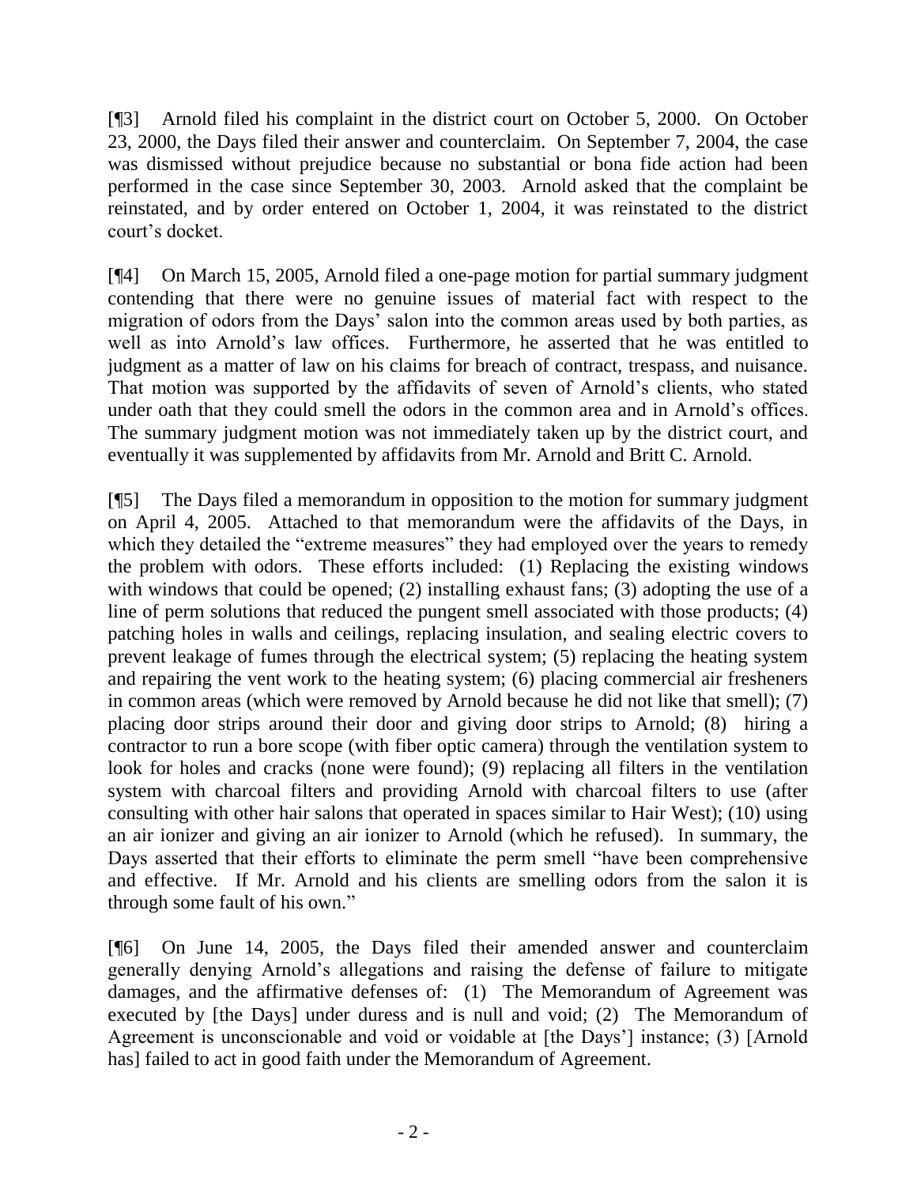[¶3] Arnold filed his complaint in the district court on October 5, 2000. On October 23, 2000, the Days filed their answer and counterclaim. On September 7, 2004, the case was dismissed without prejudice because no substantial or bona fide action had been performed in the case since September 30, 2003. Arnold asked that the complaint be reinstated, and by order entered on October 1, 2004, it was reinstated to the district court's docket.

[¶4] On March 15, 2005, Arnold filed a one-page motion for partial summary judgment contending that there were no genuine issues of material fact with respect to the migration of odors from the Days' salon into the common areas used by both parties, as well as into Arnold's law offices. Furthermore, he asserted that he was entitled to judgment as a matter of law on his claims for breach of contract, trespass, and nuisance. That motion was supported by the affidavits of seven of Arnold's clients, who stated under oath that they could smell the odors in the common area and in Arnold's offices. The summary judgment motion was not immediately taken up by the district court, and eventually it was supplemented by affidavits from Mr. Arnold and Britt C. Arnold.

[¶5] The Days filed a memorandum in opposition to the motion for summary judgment on April 4, 2005. Attached to that memorandum were the affidavits of the Days, in which they detailed the "extreme measures" they had employed over the years to remedy the problem with odors. These efforts included: (1) Replacing the existing windows with windows that could be opened; (2) installing exhaust fans; (3) adopting the use of a line of perm solutions that reduced the pungent smell associated with those products; (4) patching holes in walls and ceilings, replacing insulation, and sealing electric covers to prevent leakage of fumes through the electrical system; (5) replacing the heating system and repairing the vent work to the heating system; (6) placing commercial air fresheners in common areas (which were removed by Arnold because he did not like that smell); (7) placing door strips around their door and giving door strips to Arnold; (8) hiring a contractor to run a bore scope (with fiber optic camera) through the ventilation system to look for holes and cracks (none were found); (9) replacing all filters in the ventilation system with charcoal filters and providing Arnold with charcoal filters to use (after consulting with other hair salons that operated in spaces similar to Hair West); (10) using an air ionizer and giving an air ionizer to Arnold (which he refused). In summary, the Days asserted that their efforts to eliminate the perm smell "have been comprehensive and effective. If Mr. Arnold and his clients are smelling odors from the salon it is through some fault of his own."

[¶6] On June 14, 2005, the Days filed their amended answer and counterclaim generally denying Arnold's allegations and raising the defense of failure to mitigate damages, and the affirmative defenses of: (1) The Memorandum of Agreement was executed by [the Days] under duress and is null and void; (2) The Memorandum of Agreement is unconscionable and void or voidable at [the Days'] instance; (3) [Arnold has] failed to act in good faith under the Memorandum of Agreement.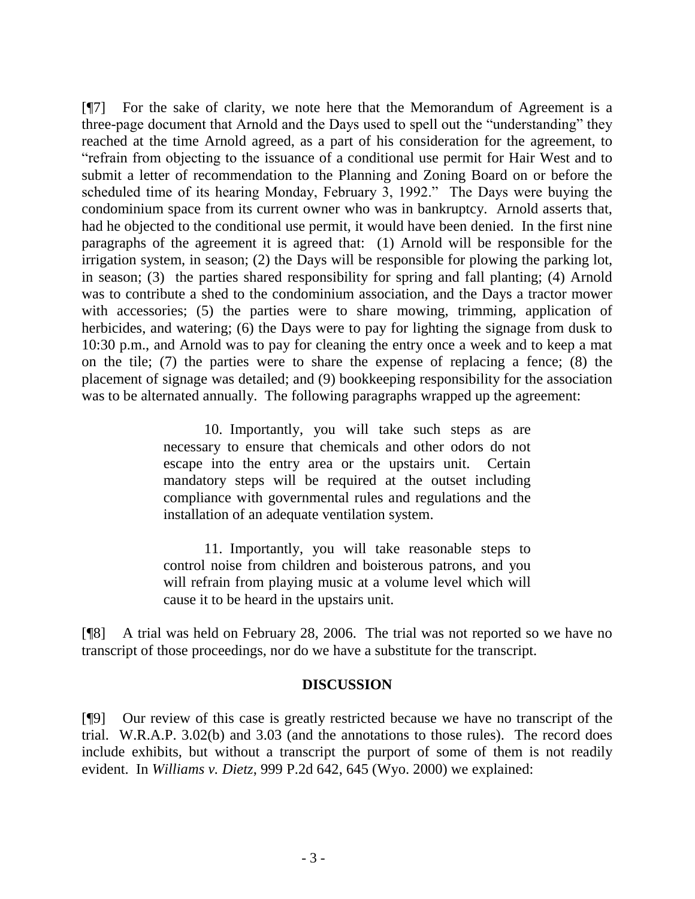[¶7] For the sake of clarity, we note here that the Memorandum of Agreement is a three-page document that Arnold and the Days used to spell out the "understanding" they reached at the time Arnold agreed, as a part of his consideration for the agreement, to "refrain from objecting to the issuance of a conditional use permit for Hair West and to submit a letter of recommendation to the Planning and Zoning Board on or before the scheduled time of its hearing Monday, February 3, 1992." The Days were buying the condominium space from its current owner who was in bankruptcy. Arnold asserts that, had he objected to the conditional use permit, it would have been denied. In the first nine paragraphs of the agreement it is agreed that: (1) Arnold will be responsible for the irrigation system, in season; (2) the Days will be responsible for plowing the parking lot, in season; (3) the parties shared responsibility for spring and fall planting; (4) Arnold was to contribute a shed to the condominium association, and the Days a tractor mower with accessories; (5) the parties were to share mowing, trimming, application of herbicides, and watering; (6) the Days were to pay for lighting the signage from dusk to 10:30 p.m., and Arnold was to pay for cleaning the entry once a week and to keep a mat on the tile; (7) the parties were to share the expense of replacing a fence; (8) the placement of signage was detailed; and (9) bookkeeping responsibility for the association was to be alternated annually. The following paragraphs wrapped up the agreement:

> 10. Importantly, you will take such steps as are necessary to ensure that chemicals and other odors do not escape into the entry area or the upstairs unit. Certain mandatory steps will be required at the outset including compliance with governmental rules and regulations and the installation of an adequate ventilation system.
>
> 11. Importantly, you will take reasonable steps to control noise from children and boisterous patrons, and you will refrain from playing music at a volume level which will cause it to be heard in the upstairs unit.

[¶8] A trial was held on February 28, 2006. The trial was not reported so we have no transcript of those proceedings, nor do we have a substitute for the transcript.

## DISCUSSION

[¶9] Our review of this case is greatly restricted because we have no transcript of the trial. W.R.A.P. 3.02(b) and 3.03 (and the annotations to those rules). The record does include exhibits, but without a transcript the purport of some of them is not readily evident. In *Williams v. Dietz*, 999 P.2d 642, 645 (Wyo. 2000) we explained: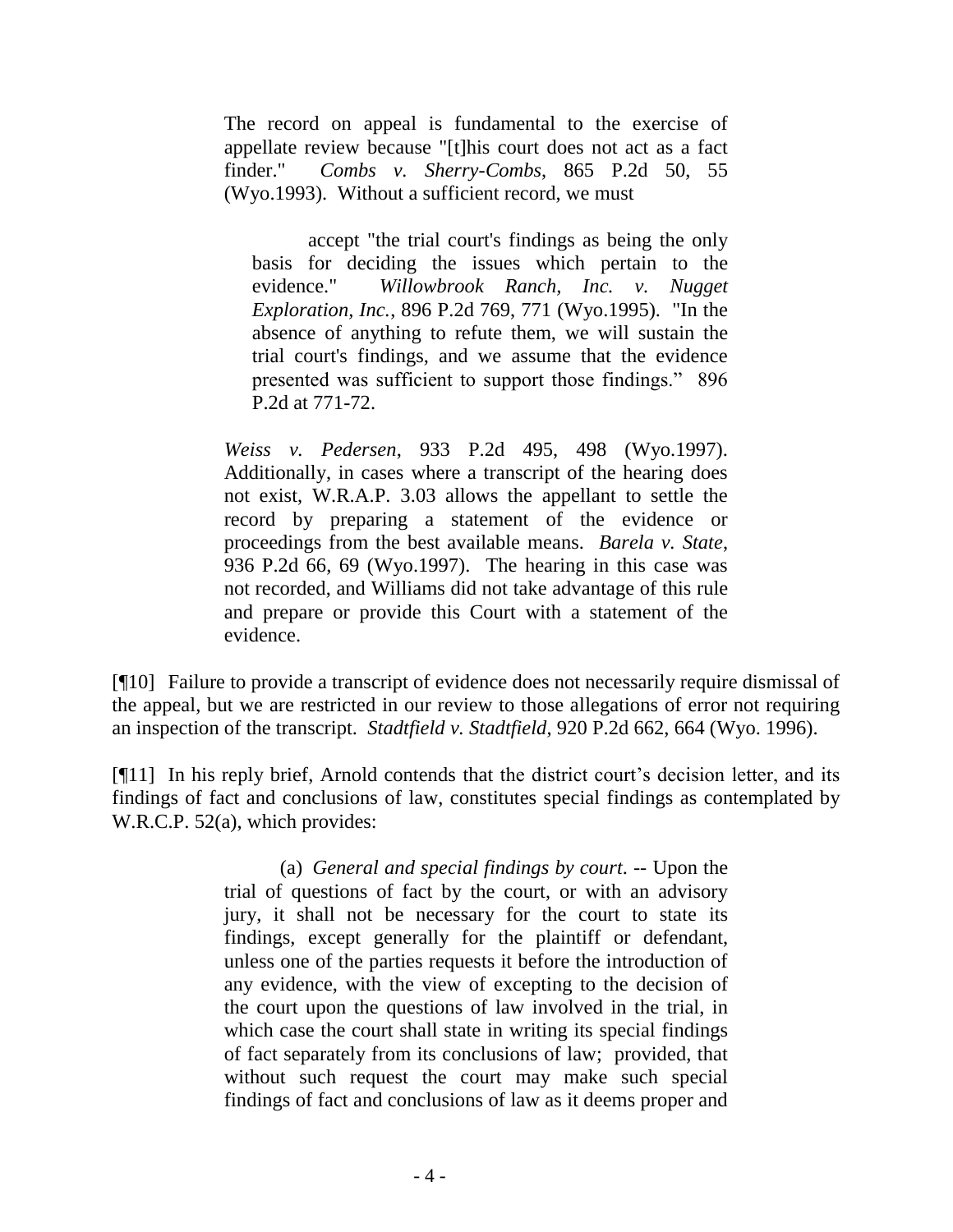> The record on appeal is fundamental to the exercise of appellate review because "[t]his court does not act as a fact finder." *Combs v. Sherry-Combs*, 865 P.2d 50, 55 (Wyo.1993). Without a sufficient record, we must
>
> > accept "the trial court's findings as being the only basis for deciding the issues which pertain to the evidence." *Willowbrook Ranch, Inc. v. Nugget Exploration, Inc.*, 896 P.2d 769, 771 (Wyo.1995). "In the absence of anything to refute them, we will sustain the trial court's findings, and we assume that the evidence presented was sufficient to support those findings." 896 P.2d at 771-72.
>
> *Weiss v. Pedersen*, 933 P.2d 495, 498 (Wyo.1997). Additionally, in cases where a transcript of the hearing does not exist, W.R.A.P. 3.03 allows the appellant to settle the record by preparing a statement of the evidence or proceedings from the best available means. *Barela v. State*, 936 P.2d 66, 69 (Wyo.1997). The hearing in this case was not recorded, and Williams did not take advantage of this rule and prepare or provide this Court with a statement of the evidence.

[¶10] Failure to provide a transcript of evidence does not necessarily require dismissal of the appeal, but we are restricted in our review to those allegations of error not requiring an inspection of the transcript. *Stadtfield v. Stadtfield*, 920 P.2d 662, 664 (Wyo. 1996).

[¶11] In his reply brief, Arnold contends that the district court's decision letter, and its findings of fact and conclusions of law, constitutes special findings as contemplated by W.R.C.P. 52(a), which provides:

> (a) *General and special findings by court*. -- Upon the trial of questions of fact by the court, or with an advisory jury, it shall not be necessary for the court to state its findings, except generally for the plaintiff or defendant, unless one of the parties requests it before the introduction of any evidence, with the view of excepting to the decision of the court upon the questions of law involved in the trial, in which case the court shall state in writing its special findings of fact separately from its conclusions of law; provided, that without such request the court may make such special findings of fact and conclusions of law as it deems proper and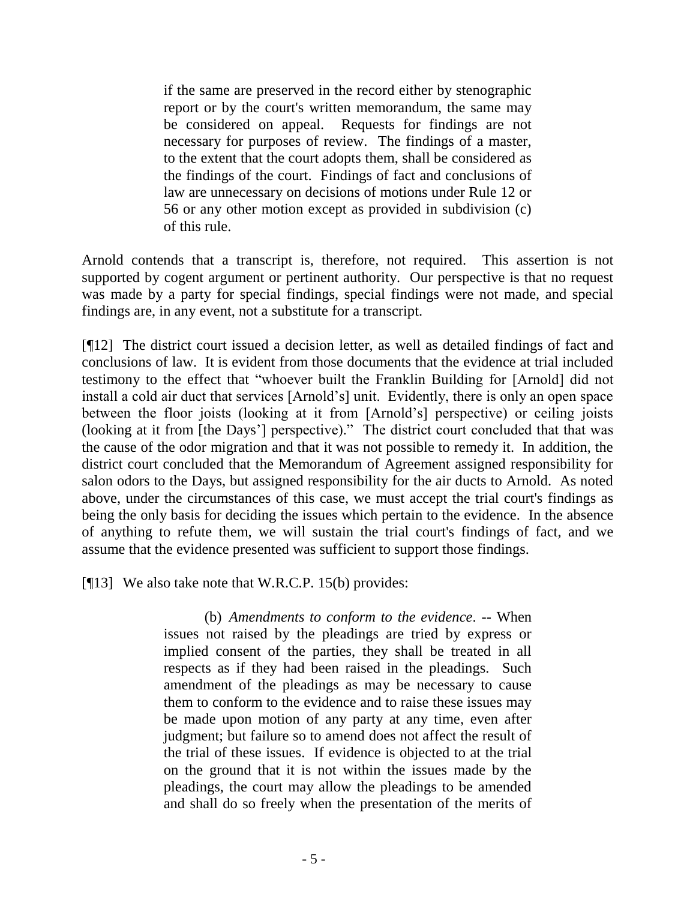> if the same are preserved in the record either by stenographic report or by the court's written memorandum, the same may be considered on appeal. Requests for findings are not necessary for purposes of review. The findings of a master, to the extent that the court adopts them, shall be considered as the findings of the court. Findings of fact and conclusions of law are unnecessary on decisions of motions under Rule 12 or 56 or any other motion except as provided in subdivision (c) of this rule.

Arnold contends that a transcript is, therefore, not required. This assertion is not supported by cogent argument or pertinent authority. Our perspective is that no request was made by a party for special findings, special findings were not made, and special findings are, in any event, not a substitute for a transcript.

[¶12] The district court issued a decision letter, as well as detailed findings of fact and conclusions of law. It is evident from those documents that the evidence at trial included testimony to the effect that "whoever built the Franklin Building for [Arnold] did not install a cold air duct that services [Arnold's] unit. Evidently, there is only an open space between the floor joists (looking at it from [Arnold's] perspective) or ceiling joists (looking at it from [the Days'] perspective)." The district court concluded that that was the cause of the odor migration and that it was not possible to remedy it. In addition, the district court concluded that the Memorandum of Agreement assigned responsibility for salon odors to the Days, but assigned responsibility for the air ducts to Arnold. As noted above, under the circumstances of this case, we must accept the trial court's findings as being the only basis for deciding the issues which pertain to the evidence. In the absence of anything to refute them, we will sustain the trial court's findings of fact, and we assume that the evidence presented was sufficient to support those findings.

[¶13] We also take note that W.R.C.P. 15(b) provides:

> (b) *Amendments to conform to the evidence*. -- When issues not raised by the pleadings are tried by express or implied consent of the parties, they shall be treated in all respects as if they had been raised in the pleadings. Such amendment of the pleadings as may be necessary to cause them to conform to the evidence and to raise these issues may be made upon motion of any party at any time, even after judgment; but failure so to amend does not affect the result of the trial of these issues. If evidence is objected to at the trial on the ground that it is not within the issues made by the pleadings, the court may allow the pleadings to be amended and shall do so freely when the presentation of the merits of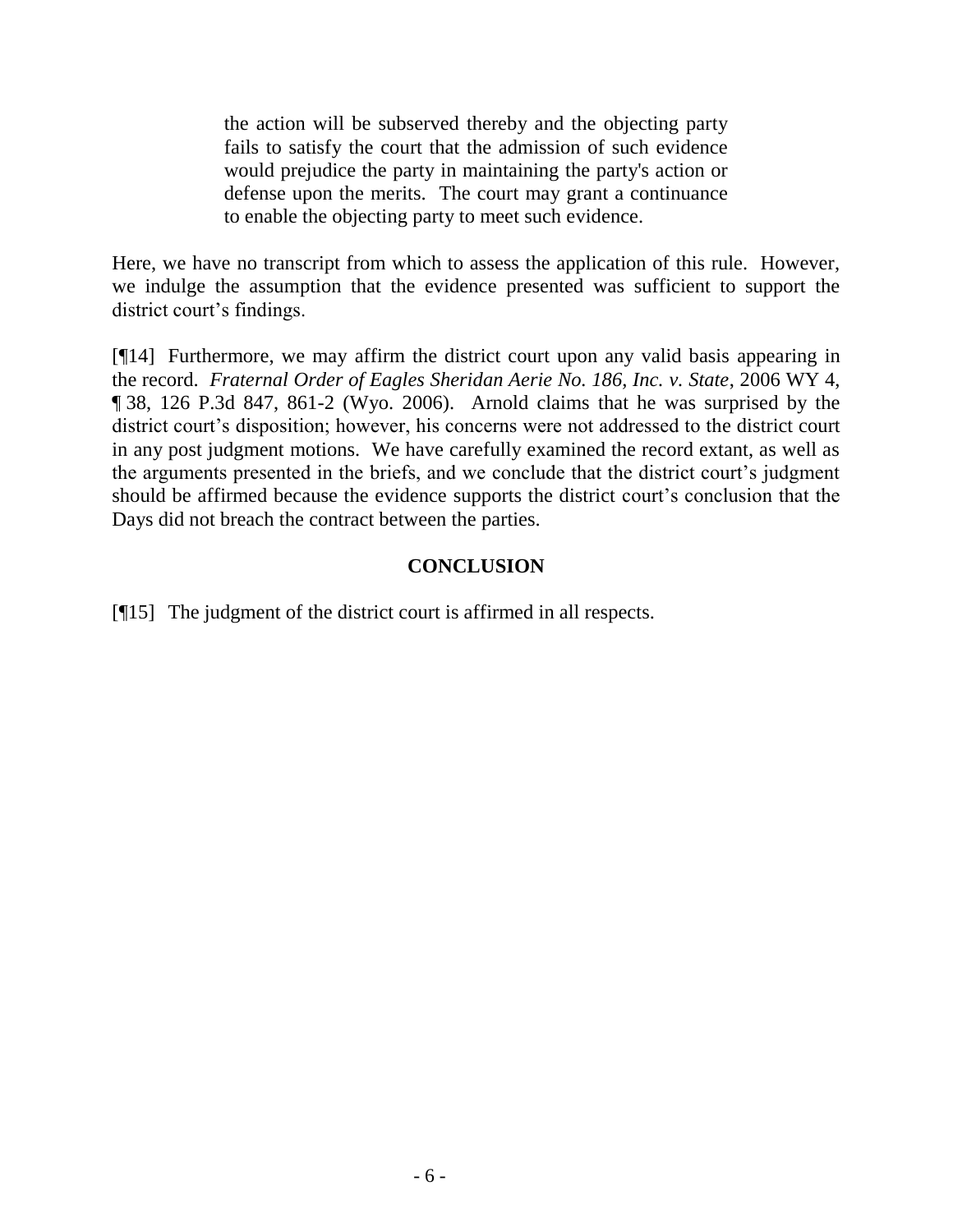> the action will be subserved thereby and the objecting party fails to satisfy the court that the admission of such evidence would prejudice the party in maintaining the party's action or defense upon the merits. The court may grant a continuance to enable the objecting party to meet such evidence.

Here, we have no transcript from which to assess the application of this rule. However, we indulge the assumption that the evidence presented was sufficient to support the district court's findings.

[¶14] Furthermore, we may affirm the district court upon any valid basis appearing in the record. *Fraternal Order of Eagles Sheridan Aerie No. 186, Inc. v. State*, 2006 WY 4, ¶ 38, 126 P.3d 847, 861-2 (Wyo. 2006). Arnold claims that he was surprised by the district court's disposition; however, his concerns were not addressed to the district court in any post judgment motions. We have carefully examined the record extant, as well as the arguments presented in the briefs, and we conclude that the district court's judgment should be affirmed because the evidence supports the district court's conclusion that the Days did not breach the contract between the parties.

## CONCLUSION

[¶15] The judgment of the district court is affirmed in all respects.